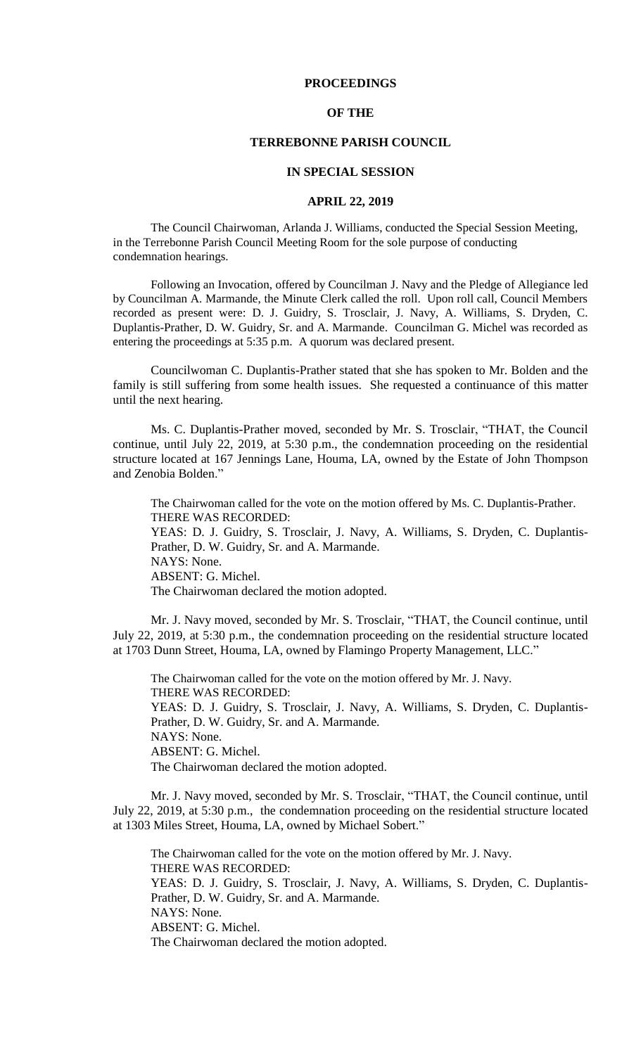**PROCEEDINGS**

**OF THE**

**TERREBONNE PARISH COUNCIL**

**IN SPECIAL SESSION**

**APRIL 22, 2019**

The Council Chairwoman, Arlanda J. Williams, conducted the Special Session Meeting, in the Terrebonne Parish Council Meeting Room for the sole purpose of conducting condemnation hearings.

Following an Invocation, offered by Councilman J. Navy and the Pledge of Allegiance led by Councilman A. Marmande, the Minute Clerk called the roll. Upon roll call, Council Members recorded as present were: D. J. Guidry, S. Trosclair, J. Navy, A. Williams, S. Dryden, C. Duplantis-Prather, D. W. Guidry, Sr. and A. Marmande. Councilman G. Michel was recorded as entering the proceedings at 5:35 p.m. A quorum was declared present.

Councilwoman C. Duplantis-Prather stated that she has spoken to Mr. Bolden and the family is still suffering from some health issues. She requested a continuance of this matter until the next hearing.

Ms. C. Duplantis-Prather moved, seconded by Mr. S. Trosclair, "THAT, the Council continue, until July 22, 2019, at 5:30 p.m., the condemnation proceeding on the residential structure located at 167 Jennings Lane, Houma, LA, owned by the Estate of John Thompson and Zenobia Bolden."

The Chairwoman called for the vote on the motion offered by Ms. C. Duplantis-Prather.
THERE WAS RECORDED:
YEAS: D. J. Guidry, S. Trosclair, J. Navy, A. Williams, S. Dryden, C. Duplantis-Prather, D. W. Guidry, Sr. and A. Marmande.
NAYS: None.
ABSENT: G. Michel.
The Chairwoman declared the motion adopted.

Mr. J. Navy moved, seconded by Mr. S. Trosclair, "THAT, the Council continue, until July 22, 2019, at 5:30 p.m., the condemnation proceeding on the residential structure located at 1703 Dunn Street, Houma, LA, owned by Flamingo Property Management, LLC."

The Chairwoman called for the vote on the motion offered by Mr. J. Navy.
THERE WAS RECORDED:
YEAS: D. J. Guidry, S. Trosclair, J. Navy, A. Williams, S. Dryden, C. Duplantis-Prather, D. W. Guidry, Sr. and A. Marmande.
NAYS: None.
ABSENT: G. Michel.
The Chairwoman declared the motion adopted.

Mr. J. Navy moved, seconded by Mr. S. Trosclair, "THAT, the Council continue, until July 22, 2019, at 5:30 p.m., the condemnation proceeding on the residential structure located at 1303 Miles Street, Houma, LA, owned by Michael Sobert."

The Chairwoman called for the vote on the motion offered by Mr. J. Navy.
THERE WAS RECORDED:
YEAS: D. J. Guidry, S. Trosclair, J. Navy, A. Williams, S. Dryden, C. Duplantis-Prather, D. W. Guidry, Sr. and A. Marmande.
NAYS: None.
ABSENT: G. Michel.
The Chairwoman declared the motion adopted.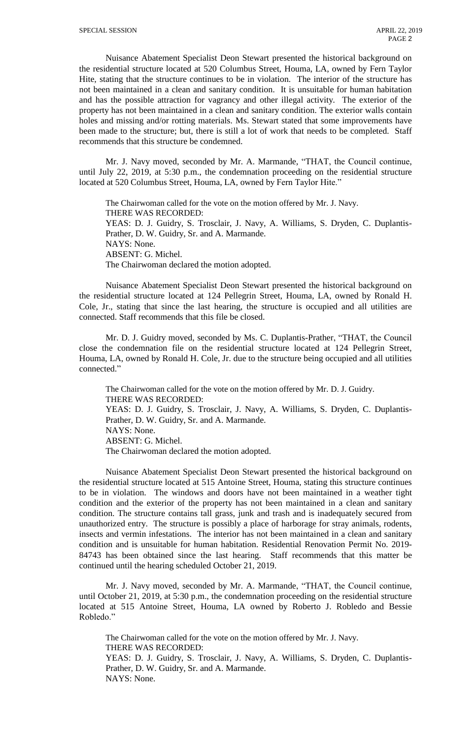Nuisance Abatement Specialist Deon Stewart presented the historical background on the residential structure located at 520 Columbus Street, Houma, LA, owned by Fern Taylor Hite, stating that the structure continues to be in violation. The interior of the structure has not been maintained in a clean and sanitary condition. It is unsuitable for human habitation and has the possible attraction for vagrancy and other illegal activity. The exterior of the property has not been maintained in a clean and sanitary condition. The exterior walls contain holes and missing and/or rotting materials. Ms. Stewart stated that some improvements have been made to the structure; but, there is still a lot of work that needs to be completed. Staff recommends that this structure be condemned.

Mr. J. Navy moved, seconded by Mr. A. Marmande, "THAT, the Council continue, until July 22, 2019, at 5:30 p.m., the condemnation proceeding on the residential structure located at 520 Columbus Street, Houma, LA, owned by Fern Taylor Hite."

The Chairwoman called for the vote on the motion offered by Mr. J. Navy.
THERE WAS RECORDED:
YEAS: D. J. Guidry, S. Trosclair, J. Navy, A. Williams, S. Dryden, C. Duplantis-Prather, D. W. Guidry, Sr. and A. Marmande.
NAYS: None.
ABSENT: G. Michel.
The Chairwoman declared the motion adopted.

Nuisance Abatement Specialist Deon Stewart presented the historical background on the residential structure located at 124 Pellegrin Street, Houma, LA, owned by Ronald H. Cole, Jr., stating that since the last hearing, the structure is occupied and all utilities are connected. Staff recommends that this file be closed.

Mr. D. J. Guidry moved, seconded by Ms. C. Duplantis-Prather, "THAT, the Council close the condemnation file on the residential structure located at 124 Pellegrin Street, Houma, LA, owned by Ronald H. Cole, Jr. due to the structure being occupied and all utilities connected."

The Chairwoman called for the vote on the motion offered by Mr. D. J. Guidry.
THERE WAS RECORDED:
YEAS: D. J. Guidry, S. Trosclair, J. Navy, A. Williams, S. Dryden, C. Duplantis-Prather, D. W. Guidry, Sr. and A. Marmande.
NAYS: None.
ABSENT: G. Michel.
The Chairwoman declared the motion adopted.

Nuisance Abatement Specialist Deon Stewart presented the historical background on the residential structure located at 515 Antoine Street, Houma, stating this structure continues to be in violation. The windows and doors have not been maintained in a weather tight condition and the exterior of the property has not been maintained in a clean and sanitary condition. The structure contains tall grass, junk and trash and is inadequately secured from unauthorized entry. The structure is possibly a place of harborage for stray animals, rodents, insects and vermin infestations. The interior has not been maintained in a clean and sanitary condition and is unsuitable for human habitation. Residential Renovation Permit No. 2019-84743 has been obtained since the last hearing. Staff recommends that this matter be continued until the hearing scheduled October 21, 2019.

Mr. J. Navy moved, seconded by Mr. A. Marmande, "THAT, the Council continue, until October 21, 2019, at 5:30 p.m., the condemnation proceeding on the residential structure located at 515 Antoine Street, Houma, LA owned by Roberto J. Robledo and Bessie Robledo."

The Chairwoman called for the vote on the motion offered by Mr. J. Navy.
THERE WAS RECORDED:
YEAS: D. J. Guidry, S. Trosclair, J. Navy, A. Williams, S. Dryden, C. Duplantis-Prather, D. W. Guidry, Sr. and A. Marmande.
NAYS: None.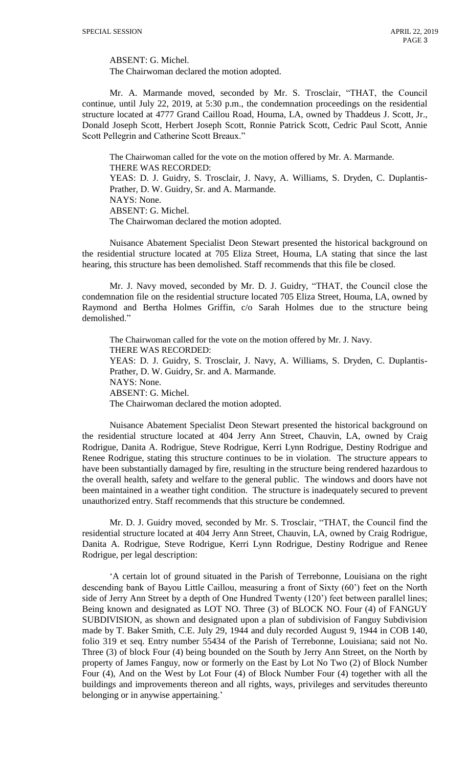ABSENT: G. Michel.
The Chairwoman declared the motion adopted.

Mr. A. Marmande moved, seconded by Mr. S. Trosclair, "THAT, the Council continue, until July 22, 2019, at 5:30 p.m., the condemnation proceedings on the residential structure located at 4777 Grand Caillou Road, Houma, LA, owned by Thaddeus J. Scott, Jr., Donald Joseph Scott, Herbert Joseph Scott, Ronnie Patrick Scott, Cedric Paul Scott, Annie Scott Pellegrin and Catherine Scott Breaux."

The Chairwoman called for the vote on the motion offered by Mr. A. Marmande.
THERE WAS RECORDED:
YEAS: D. J. Guidry, S. Trosclair, J. Navy, A. Williams, S. Dryden, C. Duplantis-Prather, D. W. Guidry, Sr. and A. Marmande.
NAYS: None.
ABSENT: G. Michel.
The Chairwoman declared the motion adopted.

Nuisance Abatement Specialist Deon Stewart presented the historical background on the residential structure located at 705 Eliza Street, Houma, LA stating that since the last hearing, this structure has been demolished. Staff recommends that this file be closed.

Mr. J. Navy moved, seconded by Mr. D. J. Guidry, "THAT, the Council close the condemnation file on the residential structure located 705 Eliza Street, Houma, LA, owned by Raymond and Bertha Holmes Griffin, c/o Sarah Holmes due to the structure being demolished."

The Chairwoman called for the vote on the motion offered by Mr. J. Navy.
THERE WAS RECORDED:
YEAS: D. J. Guidry, S. Trosclair, J. Navy, A. Williams, S. Dryden, C. Duplantis-Prather, D. W. Guidry, Sr. and A. Marmande.
NAYS: None.
ABSENT: G. Michel.
The Chairwoman declared the motion adopted.

Nuisance Abatement Specialist Deon Stewart presented the historical background on the residential structure located at 404 Jerry Ann Street, Chauvin, LA, owned by Craig Rodrigue, Danita A. Rodrigue, Steve Rodrigue, Kerri Lynn Rodrigue, Destiny Rodrigue and Renee Rodrigue, stating this structure continues to be in violation. The structure appears to have been substantially damaged by fire, resulting in the structure being rendered hazardous to the overall health, safety and welfare to the general public. The windows and doors have not been maintained in a weather tight condition. The structure is inadequately secured to prevent unauthorized entry. Staff recommends that this structure be condemned.

Mr. D. J. Guidry moved, seconded by Mr. S. Trosclair, "THAT, the Council find the residential structure located at 404 Jerry Ann Street, Chauvin, LA, owned by Craig Rodrigue, Danita A. Rodrigue, Steve Rodrigue, Kerri Lynn Rodrigue, Destiny Rodrigue and Renee Rodrigue, per legal description:

'A certain lot of ground situated in the Parish of Terrebonne, Louisiana on the right descending bank of Bayou Little Caillou, measuring a front of Sixty (60') feet on the North side of Jerry Ann Street by a depth of One Hundred Twenty (120') feet between parallel lines; Being known and designated as LOT NO. Three (3) of BLOCK NO. Four (4) of FANGUY SUBDIVISION, as shown and designated upon a plan of subdivision of Fanguy Subdivision made by T. Baker Smith, C.E. July 29, 1944 and duly recorded August 9, 1944 in COB 140, folio 319 et seq. Entry number 55434 of the Parish of Terrebonne, Louisiana; said not No. Three (3) of block Four (4) being bounded on the South by Jerry Ann Street, on the North by property of James Fanguy, now or formerly on the East by Lot No Two (2) of Block Number Four (4), And on the West by Lot Four (4) of Block Number Four (4) together with all the buildings and improvements thereon and all rights, ways, privileges and servitudes thereunto belonging or in anywise appertaining.'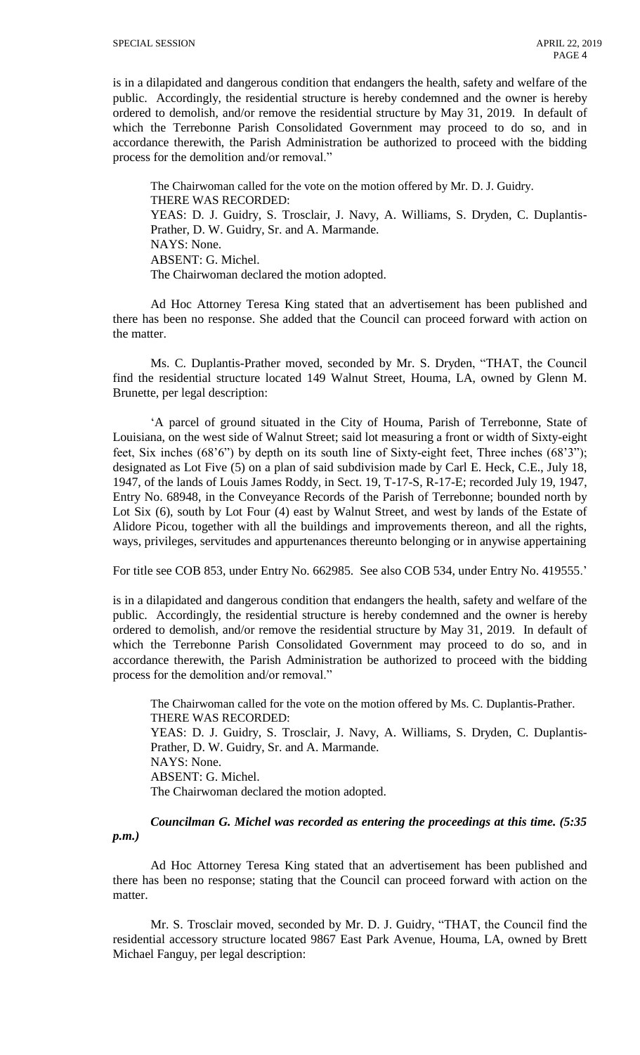is in a dilapidated and dangerous condition that endangers the health, safety and welfare of the public. Accordingly, the residential structure is hereby condemned and the owner is hereby ordered to demolish, and/or remove the residential structure by May 31, 2019. In default of which the Terrebonne Parish Consolidated Government may proceed to do so, and in accordance therewith, the Parish Administration be authorized to proceed with the bidding process for the demolition and/or removal."

The Chairwoman called for the vote on the motion offered by Mr. D. J. Guidry.
THERE WAS RECORDED:
YEAS: D. J. Guidry, S. Trosclair, J. Navy, A. Williams, S. Dryden, C. Duplantis-Prather, D. W. Guidry, Sr. and A. Marmande.
NAYS: None.
ABSENT: G. Michel.
The Chairwoman declared the motion adopted.

Ad Hoc Attorney Teresa King stated that an advertisement has been published and there has been no response. She added that the Council can proceed forward with action on the matter.

Ms. C. Duplantis-Prather moved, seconded by Mr. S. Dryden, "THAT, the Council find the residential structure located 149 Walnut Street, Houma, LA, owned by Glenn M. Brunette, per legal description:

'A parcel of ground situated in the City of Houma, Parish of Terrebonne, State of Louisiana, on the west side of Walnut Street; said lot measuring a front or width of Sixty-eight feet, Six inches (68'6") by depth on its south line of Sixty-eight feet, Three inches (68'3"); designated as Lot Five (5) on a plan of said subdivision made by Carl E. Heck, C.E., July 18, 1947, of the lands of Louis James Roddy, in Sect. 19, T-17-S, R-17-E; recorded July 19, 1947, Entry No. 68948, in the Conveyance Records of the Parish of Terrebonne; bounded north by Lot Six (6), south by Lot Four (4) east by Walnut Street, and west by lands of the Estate of Alidore Picou, together with all the buildings and improvements thereon, and all the rights, ways, privileges, servitudes and appurtenances thereunto belonging or in anywise appertaining

For title see COB 853, under Entry No. 662985. See also COB 534, under Entry No. 419555.'

is in a dilapidated and dangerous condition that endangers the health, safety and welfare of the public. Accordingly, the residential structure is hereby condemned and the owner is hereby ordered to demolish, and/or remove the residential structure by May 31, 2019. In default of which the Terrebonne Parish Consolidated Government may proceed to do so, and in accordance therewith, the Parish Administration be authorized to proceed with the bidding process for the demolition and/or removal."

The Chairwoman called for the vote on the motion offered by Ms. C. Duplantis-Prather.
THERE WAS RECORDED:
YEAS: D. J. Guidry, S. Trosclair, J. Navy, A. Williams, S. Dryden, C. Duplantis-Prather, D. W. Guidry, Sr. and A. Marmande.
NAYS: None.
ABSENT: G. Michel.
The Chairwoman declared the motion adopted.

***Councilman G. Michel was recorded as entering the proceedings at this time. (5:35 p.m.)***

Ad Hoc Attorney Teresa King stated that an advertisement has been published and there has been no response; stating that the Council can proceed forward with action on the matter.

Mr. S. Trosclair moved, seconded by Mr. D. J. Guidry, "THAT, the Council find the residential accessory structure located 9867 East Park Avenue, Houma, LA, owned by Brett Michael Fanguy, per legal description: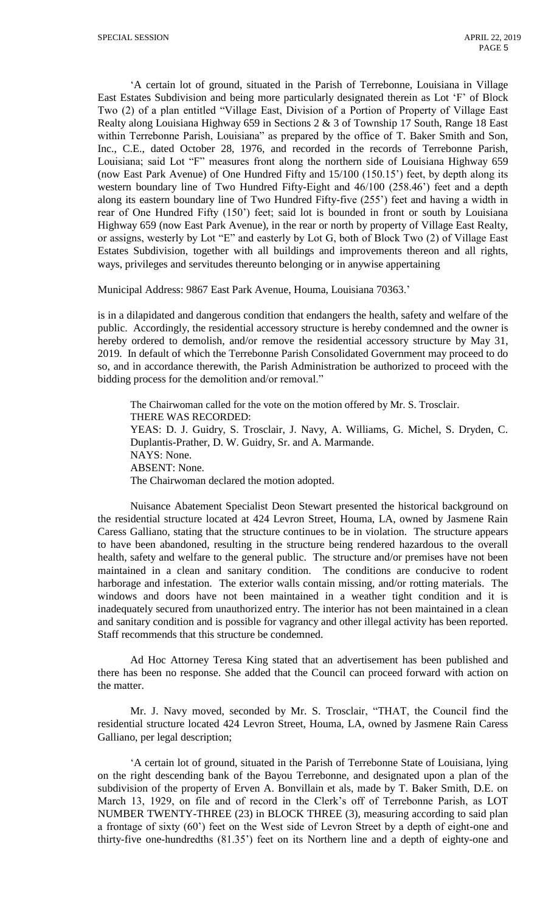'A certain lot of ground, situated in the Parish of Terrebonne, Louisiana in Village East Estates Subdivision and being more particularly designated therein as Lot 'F' of Block Two (2) of a plan entitled "Village East, Division of a Portion of Property of Village East Realty along Louisiana Highway 659 in Sections 2 & 3 of Township 17 South, Range 18 East within Terrebonne Parish, Louisiana" as prepared by the office of T. Baker Smith and Son, Inc., C.E., dated October 28, 1976, and recorded in the records of Terrebonne Parish, Louisiana; said Lot "F" measures front along the northern side of Louisiana Highway 659 (now East Park Avenue) of One Hundred Fifty and 15/100 (150.15') feet, by depth along its western boundary line of Two Hundred Fifty-Eight and 46/100 (258.46') feet and a depth along its eastern boundary line of Two Hundred Fifty-five (255') feet and having a width in rear of One Hundred Fifty (150') feet; said lot is bounded in front or south by Louisiana Highway 659 (now East Park Avenue), in the rear or north by property of Village East Realty, or assigns, westerly by Lot "E" and easterly by Lot G, both of Block Two (2) of Village East Estates Subdivision, together with all buildings and improvements thereon and all rights, ways, privileges and servitudes thereunto belonging or in anywise appertaining

Municipal Address: 9867 East Park Avenue, Houma, Louisiana 70363.'

is in a dilapidated and dangerous condition that endangers the health, safety and welfare of the public. Accordingly, the residential accessory structure is hereby condemned and the owner is hereby ordered to demolish, and/or remove the residential accessory structure by May 31, 2019. In default of which the Terrebonne Parish Consolidated Government may proceed to do so, and in accordance therewith, the Parish Administration be authorized to proceed with the bidding process for the demolition and/or removal."

The Chairwoman called for the vote on the motion offered by Mr. S. Trosclair.
THERE WAS RECORDED:
YEAS: D. J. Guidry, S. Trosclair, J. Navy, A. Williams, G. Michel, S. Dryden, C. Duplantis-Prather, D. W. Guidry, Sr. and A. Marmande.
NAYS: None.
ABSENT: None.
The Chairwoman declared the motion adopted.

Nuisance Abatement Specialist Deon Stewart presented the historical background on the residential structure located at 424 Levron Street, Houma, LA, owned by Jasmene Rain Caress Galliano, stating that the structure continues to be in violation. The structure appears to have been abandoned, resulting in the structure being rendered hazardous to the overall health, safety and welfare to the general public. The structure and/or premises have not been maintained in a clean and sanitary condition. The conditions are conducive to rodent harborage and infestation. The exterior walls contain missing, and/or rotting materials. The windows and doors have not been maintained in a weather tight condition and it is inadequately secured from unauthorized entry. The interior has not been maintained in a clean and sanitary condition and is possible for vagrancy and other illegal activity has been reported. Staff recommends that this structure be condemned.

Ad Hoc Attorney Teresa King stated that an advertisement has been published and there has been no response. She added that the Council can proceed forward with action on the matter.

Mr. J. Navy moved, seconded by Mr. S. Trosclair, "THAT, the Council find the residential structure located 424 Levron Street, Houma, LA, owned by Jasmene Rain Caress Galliano, per legal description;

'A certain lot of ground, situated in the Parish of Terrebonne State of Louisiana, lying on the right descending bank of the Bayou Terrebonne, and designated upon a plan of the subdivision of the property of Erven A. Bonvillain et als, made by T. Baker Smith, D.E. on March 13, 1929, on file and of record in the Clerk's off of Terrebonne Parish, as LOT NUMBER TWENTY-THREE (23) in BLOCK THREE (3), measuring according to said plan a frontage of sixty (60') feet on the West side of Levron Street by a depth of eight-one and thirty-five one-hundredths (81.35') feet on its Northern line and a depth of eighty-one and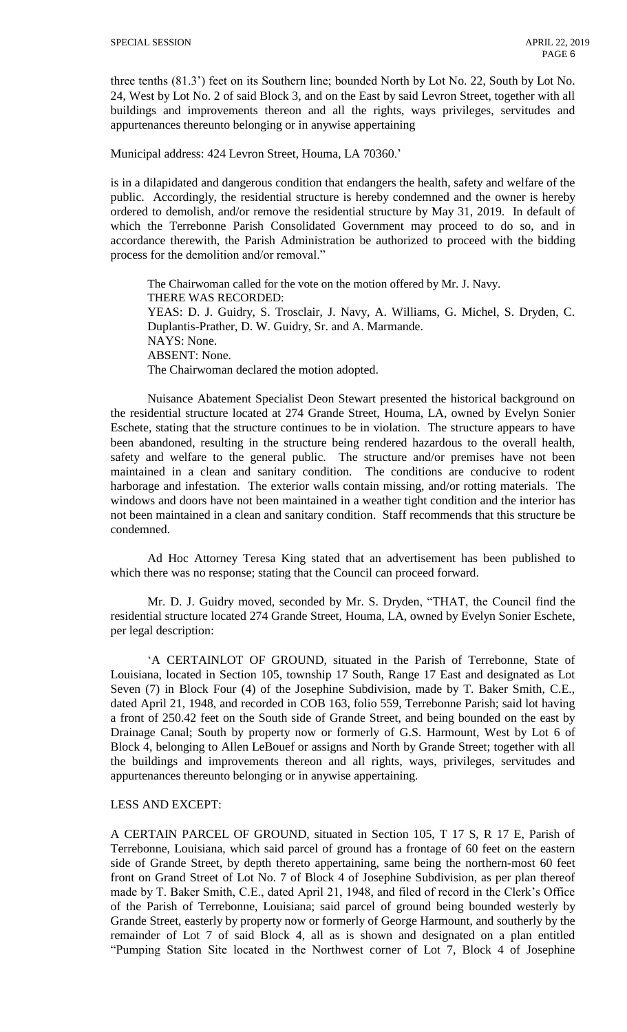three tenths (81.3') feet on its Southern line; bounded North by Lot No. 22, South by Lot No. 24, West by Lot No. 2 of said Block 3, and on the East by said Levron Street, together with all buildings and improvements thereon and all the rights, ways privileges, servitudes and appurtenances thereunto belonging or in anywise appertaining

Municipal address: 424 Levron Street, Houma, LA 70360.'

is in a dilapidated and dangerous condition that endangers the health, safety and welfare of the public. Accordingly, the residential structure is hereby condemned and the owner is hereby ordered to demolish, and/or remove the residential structure by May 31, 2019. In default of which the Terrebonne Parish Consolidated Government may proceed to do so, and in accordance therewith, the Parish Administration be authorized to proceed with the bidding process for the demolition and/or removal."

The Chairwoman called for the vote on the motion offered by Mr. J. Navy.
THERE WAS RECORDED:
YEAS: D. J. Guidry, S. Trosclair, J. Navy, A. Williams, G. Michel, S. Dryden, C. Duplantis-Prather, D. W. Guidry, Sr. and A. Marmande.
NAYS: None.
ABSENT: None.
The Chairwoman declared the motion adopted.

Nuisance Abatement Specialist Deon Stewart presented the historical background on the residential structure located at 274 Grande Street, Houma, LA, owned by Evelyn Sonier Eschete, stating that the structure continues to be in violation. The structure appears to have been abandoned, resulting in the structure being rendered hazardous to the overall health, safety and welfare to the general public. The structure and/or premises have not been maintained in a clean and sanitary condition. The conditions are conducive to rodent harborage and infestation. The exterior walls contain missing, and/or rotting materials. The windows and doors have not been maintained in a weather tight condition and the interior has not been maintained in a clean and sanitary condition. Staff recommends that this structure be condemned.

Ad Hoc Attorney Teresa King stated that an advertisement has been published to which there was no response; stating that the Council can proceed forward.

Mr. D. J. Guidry moved, seconded by Mr. S. Dryden, "THAT, the Council find the residential structure located 274 Grande Street, Houma, LA, owned by Evelyn Sonier Eschete, per legal description:

'A CERTAINLOT OF GROUND, situated in the Parish of Terrebonne, State of Louisiana, located in Section 105, township 17 South, Range 17 East and designated as Lot Seven (7) in Block Four (4) of the Josephine Subdivision, made by T. Baker Smith, C.E., dated April 21, 1948, and recorded in COB 163, folio 559, Terrebonne Parish; said lot having a front of 250.42 feet on the South side of Grande Street, and being bounded on the east by Drainage Canal; South by property now or formerly of G.S. Harmount, West by Lot 6 of Block 4, belonging to Allen LeBouef or assigns and North by Grande Street; together with all the buildings and improvements thereon and all rights, ways, privileges, servitudes and appurtenances thereunto belonging or in anywise appertaining.

LESS AND EXCEPT:

A CERTAIN PARCEL OF GROUND, situated in Section 105, T 17 S, R 17 E, Parish of Terrebonne, Louisiana, which said parcel of ground has a frontage of 60 feet on the eastern side of Grande Street, by depth thereto appertaining, same being the northern-most 60 feet front on Grand Street of Lot No. 7 of Block 4 of Josephine Subdivision, as per plan thereof made by T. Baker Smith, C.E., dated April 21, 1948, and filed of record in the Clerk's Office of the Parish of Terrebonne, Louisiana; said parcel of ground being bounded westerly by Grande Street, easterly by property now or formerly of George Harmount, and southerly by the remainder of Lot 7 of said Block 4, all as is shown and designated on a plan entitled "Pumping Station Site located in the Northwest corner of Lot 7, Block 4 of Josephine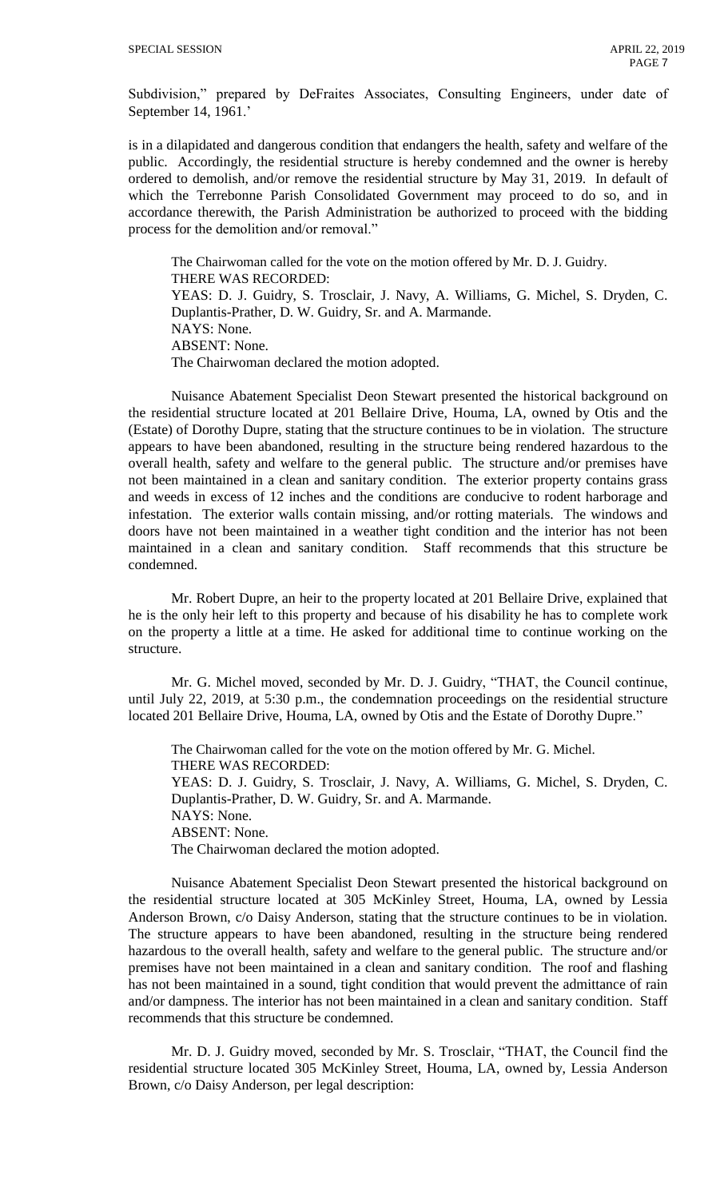Subdivision," prepared by DeFraites Associates, Consulting Engineers, under date of September 14, 1961.'

is in a dilapidated and dangerous condition that endangers the health, safety and welfare of the public. Accordingly, the residential structure is hereby condemned and the owner is hereby ordered to demolish, and/or remove the residential structure by May 31, 2019. In default of which the Terrebonne Parish Consolidated Government may proceed to do so, and in accordance therewith, the Parish Administration be authorized to proceed with the bidding process for the demolition and/or removal."

The Chairwoman called for the vote on the motion offered by Mr. D. J. Guidry.
THERE WAS RECORDED:
YEAS: D. J. Guidry, S. Trosclair, J. Navy, A. Williams, G. Michel, S. Dryden, C. Duplantis-Prather, D. W. Guidry, Sr. and A. Marmande.
NAYS: None.
ABSENT: None.
The Chairwoman declared the motion adopted.

Nuisance Abatement Specialist Deon Stewart presented the historical background on the residential structure located at 201 Bellaire Drive, Houma, LA, owned by Otis and the (Estate) of Dorothy Dupre, stating that the structure continues to be in violation. The structure appears to have been abandoned, resulting in the structure being rendered hazardous to the overall health, safety and welfare to the general public. The structure and/or premises have not been maintained in a clean and sanitary condition. The exterior property contains grass and weeds in excess of 12 inches and the conditions are conducive to rodent harborage and infestation. The exterior walls contain missing, and/or rotting materials. The windows and doors have not been maintained in a weather tight condition and the interior has not been maintained in a clean and sanitary condition. Staff recommends that this structure be condemned.

Mr. Robert Dupre, an heir to the property located at 201 Bellaire Drive, explained that he is the only heir left to this property and because of his disability he has to complete work on the property a little at a time. He asked for additional time to continue working on the structure.

Mr. G. Michel moved, seconded by Mr. D. J. Guidry, "THAT, the Council continue, until July 22, 2019, at 5:30 p.m., the condemnation proceedings on the residential structure located 201 Bellaire Drive, Houma, LA, owned by Otis and the Estate of Dorothy Dupre."

The Chairwoman called for the vote on the motion offered by Mr. G. Michel.
THERE WAS RECORDED:
YEAS: D. J. Guidry, S. Trosclair, J. Navy, A. Williams, G. Michel, S. Dryden, C. Duplantis-Prather, D. W. Guidry, Sr. and A. Marmande.
NAYS: None.
ABSENT: None.
The Chairwoman declared the motion adopted.

Nuisance Abatement Specialist Deon Stewart presented the historical background on the residential structure located at 305 McKinley Street, Houma, LA, owned by Lessia Anderson Brown, c/o Daisy Anderson, stating that the structure continues to be in violation. The structure appears to have been abandoned, resulting in the structure being rendered hazardous to the overall health, safety and welfare to the general public. The structure and/or premises have not been maintained in a clean and sanitary condition. The roof and flashing has not been maintained in a sound, tight condition that would prevent the admittance of rain and/or dampness. The interior has not been maintained in a clean and sanitary condition. Staff recommends that this structure be condemned.

Mr. D. J. Guidry moved, seconded by Mr. S. Trosclair, "THAT, the Council find the residential structure located 305 McKinley Street, Houma, LA, owned by, Lessia Anderson Brown, c/o Daisy Anderson, per legal description: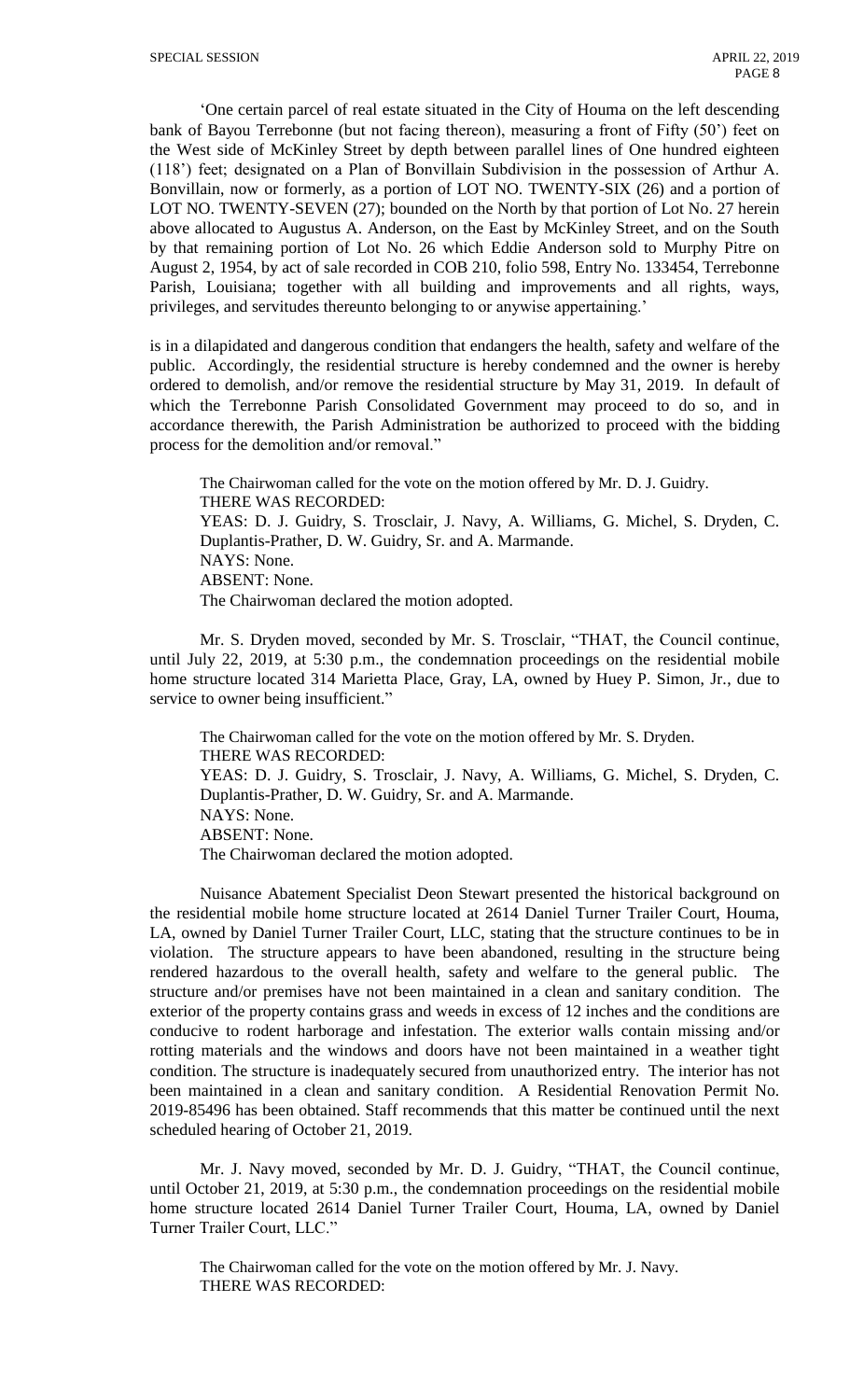'One certain parcel of real estate situated in the City of Houma on the left descending bank of Bayou Terrebonne (but not facing thereon), measuring a front of Fifty (50') feet on the West side of McKinley Street by depth between parallel lines of One hundred eighteen (118') feet; designated on a Plan of Bonvillain Subdivision in the possession of Arthur A. Bonvillain, now or formerly, as a portion of LOT NO. TWENTY-SIX (26) and a portion of LOT NO. TWENTY-SEVEN (27); bounded on the North by that portion of Lot No. 27 herein above allocated to Augustus A. Anderson, on the East by McKinley Street, and on the South by that remaining portion of Lot No. 26 which Eddie Anderson sold to Murphy Pitre on August 2, 1954, by act of sale recorded in COB 210, folio 598, Entry No. 133454, Terrebonne Parish, Louisiana; together with all building and improvements and all rights, ways, privileges, and servitudes thereunto belonging to or anywise appertaining.'

is in a dilapidated and dangerous condition that endangers the health, safety and welfare of the public. Accordingly, the residential structure is hereby condemned and the owner is hereby ordered to demolish, and/or remove the residential structure by May 31, 2019. In default of which the Terrebonne Parish Consolidated Government may proceed to do so, and in accordance therewith, the Parish Administration be authorized to proceed with the bidding process for the demolition and/or removal."

The Chairwoman called for the vote on the motion offered by Mr. D. J. Guidry.
THERE WAS RECORDED:
YEAS: D. J. Guidry, S. Trosclair, J. Navy, A. Williams, G. Michel, S. Dryden, C. Duplantis-Prather, D. W. Guidry, Sr. and A. Marmande.
NAYS: None.
ABSENT: None.
The Chairwoman declared the motion adopted.

Mr. S. Dryden moved, seconded by Mr. S. Trosclair, "THAT, the Council continue, until July 22, 2019, at 5:30 p.m., the condemnation proceedings on the residential mobile home structure located 314 Marietta Place, Gray, LA, owned by Huey P. Simon, Jr., due to service to owner being insufficient."

The Chairwoman called for the vote on the motion offered by Mr. S. Dryden.
THERE WAS RECORDED:
YEAS: D. J. Guidry, S. Trosclair, J. Navy, A. Williams, G. Michel, S. Dryden, C. Duplantis-Prather, D. W. Guidry, Sr. and A. Marmande.
NAYS: None.
ABSENT: None.
The Chairwoman declared the motion adopted.

Nuisance Abatement Specialist Deon Stewart presented the historical background on the residential mobile home structure located at 2614 Daniel Turner Trailer Court, Houma, LA, owned by Daniel Turner Trailer Court, LLC, stating that the structure continues to be in violation. The structure appears to have been abandoned, resulting in the structure being rendered hazardous to the overall health, safety and welfare to the general public. The structure and/or premises have not been maintained in a clean and sanitary condition. The exterior of the property contains grass and weeds in excess of 12 inches and the conditions are conducive to rodent harborage and infestation. The exterior walls contain missing and/or rotting materials and the windows and doors have not been maintained in a weather tight condition. The structure is inadequately secured from unauthorized entry. The interior has not been maintained in a clean and sanitary condition. A Residential Renovation Permit No. 2019-85496 has been obtained. Staff recommends that this matter be continued until the next scheduled hearing of October 21, 2019.

Mr. J. Navy moved, seconded by Mr. D. J. Guidry, "THAT, the Council continue, until October 21, 2019, at 5:30 p.m., the condemnation proceedings on the residential mobile home structure located 2614 Daniel Turner Trailer Court, Houma, LA, owned by Daniel Turner Trailer Court, LLC."

The Chairwoman called for the vote on the motion offered by Mr. J. Navy.
THERE WAS RECORDED: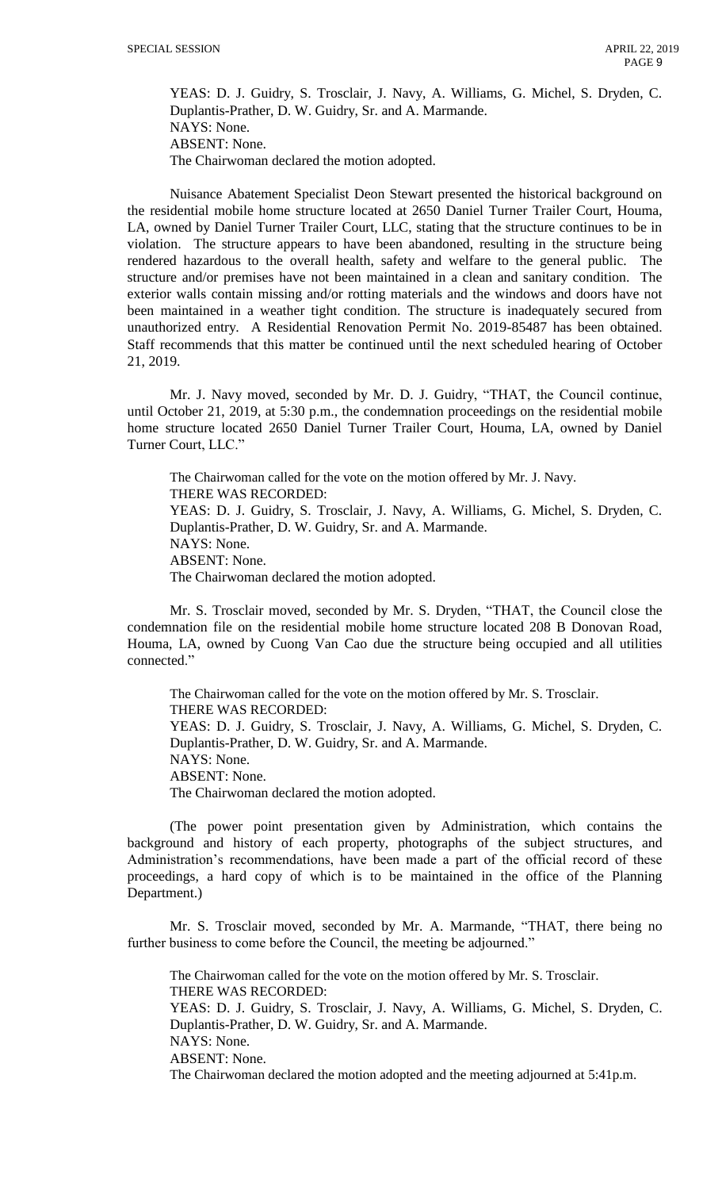YEAS: D. J. Guidry, S. Trosclair, J. Navy, A. Williams, G. Michel, S. Dryden, C. Duplantis-Prather, D. W. Guidry, Sr. and A. Marmande.
NAYS: None.
ABSENT: None.
The Chairwoman declared the motion adopted.

Nuisance Abatement Specialist Deon Stewart presented the historical background on the residential mobile home structure located at 2650 Daniel Turner Trailer Court, Houma, LA, owned by Daniel Turner Trailer Court, LLC, stating that the structure continues to be in violation. The structure appears to have been abandoned, resulting in the structure being rendered hazardous to the overall health, safety and welfare to the general public. The structure and/or premises have not been maintained in a clean and sanitary condition. The exterior walls contain missing and/or rotting materials and the windows and doors have not been maintained in a weather tight condition. The structure is inadequately secured from unauthorized entry. A Residential Renovation Permit No. 2019-85487 has been obtained. Staff recommends that this matter be continued until the next scheduled hearing of October 21, 2019.

Mr. J. Navy moved, seconded by Mr. D. J. Guidry, "THAT, the Council continue, until October 21, 2019, at 5:30 p.m., the condemnation proceedings on the residential mobile home structure located 2650 Daniel Turner Trailer Court, Houma, LA, owned by Daniel Turner Court, LLC."

The Chairwoman called for the vote on the motion offered by Mr. J. Navy.
THERE WAS RECORDED:
YEAS: D. J. Guidry, S. Trosclair, J. Navy, A. Williams, G. Michel, S. Dryden, C. Duplantis-Prather, D. W. Guidry, Sr. and A. Marmande.
NAYS: None.
ABSENT: None.
The Chairwoman declared the motion adopted.

Mr. S. Trosclair moved, seconded by Mr. S. Dryden, "THAT, the Council close the condemnation file on the residential mobile home structure located 208 B Donovan Road, Houma, LA, owned by Cuong Van Cao due the structure being occupied and all utilities connected."

The Chairwoman called for the vote on the motion offered by Mr. S. Trosclair.
THERE WAS RECORDED:
YEAS: D. J. Guidry, S. Trosclair, J. Navy, A. Williams, G. Michel, S. Dryden, C. Duplantis-Prather, D. W. Guidry, Sr. and A. Marmande.
NAYS: None.
ABSENT: None.
The Chairwoman declared the motion adopted.

(The power point presentation given by Administration, which contains the background and history of each property, photographs of the subject structures, and Administration's recommendations, have been made a part of the official record of these proceedings, a hard copy of which is to be maintained in the office of the Planning Department.)

Mr. S. Trosclair moved, seconded by Mr. A. Marmande, "THAT, there being no further business to come before the Council, the meeting be adjourned."

The Chairwoman called for the vote on the motion offered by Mr. S. Trosclair.
THERE WAS RECORDED:
YEAS: D. J. Guidry, S. Trosclair, J. Navy, A. Williams, G. Michel, S. Dryden, C. Duplantis-Prather, D. W. Guidry, Sr. and A. Marmande.
NAYS: None.
ABSENT: None.
The Chairwoman declared the motion adopted and the meeting adjourned at 5:41p.m.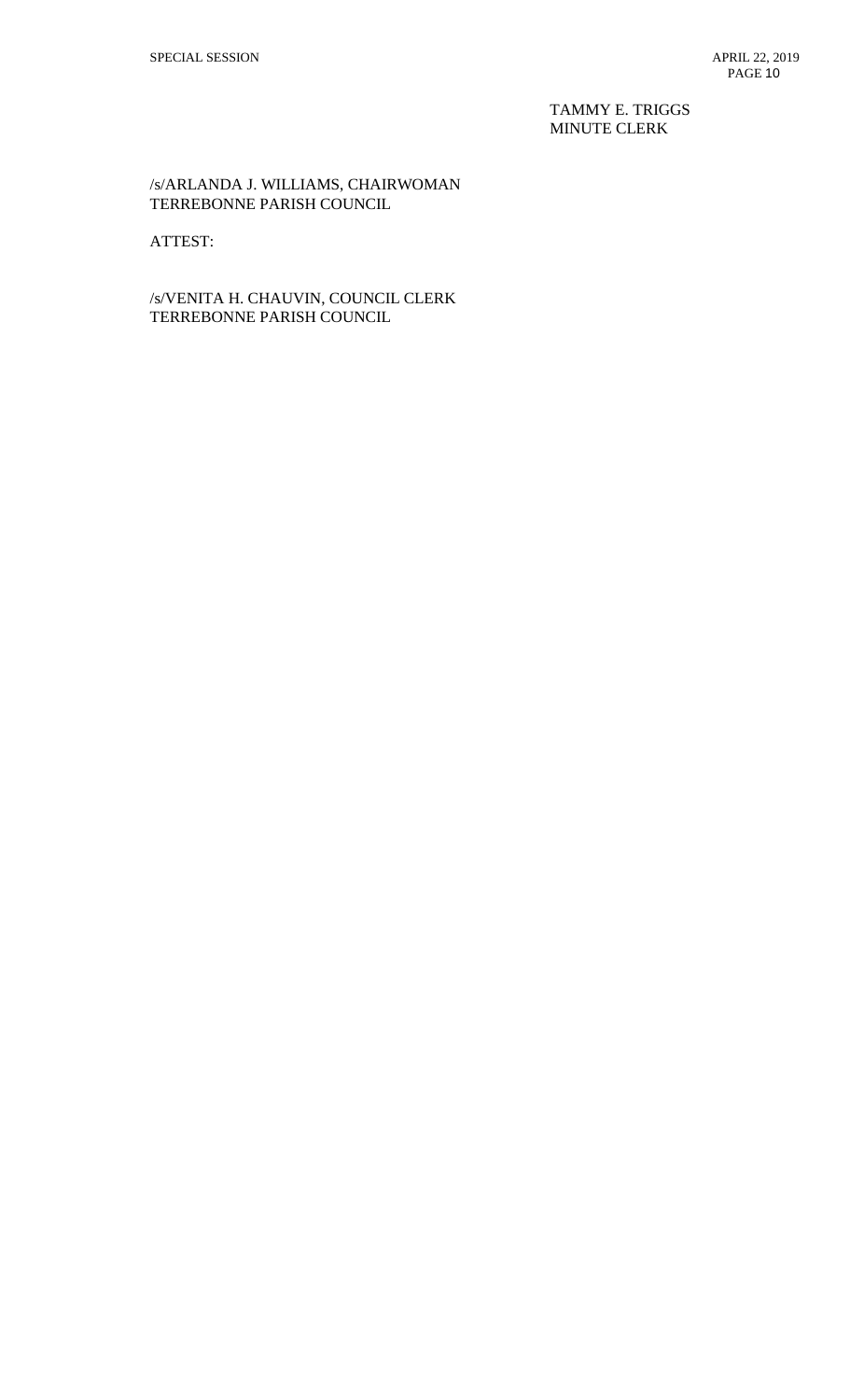TAMMY E. TRIGGS
MINUTE CLERK

/s/ARLANDA J. WILLIAMS, CHAIRWOMAN
TERREBONNE PARISH COUNCIL

ATTEST:

/s/VENITA H. CHAUVIN, COUNCIL CLERK
TERREBONNE PARISH COUNCIL